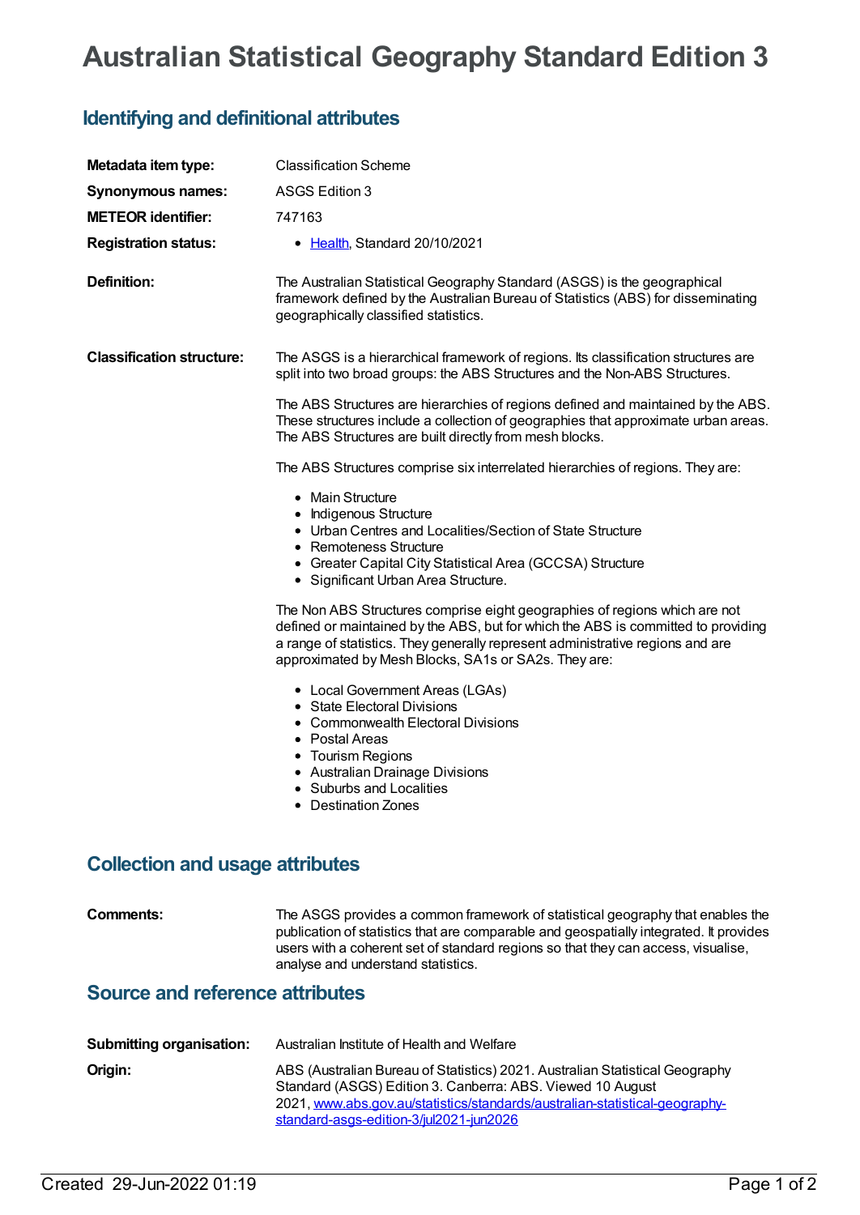# Australian Statistical Geography Standard Edition 3

## Identifying and definitional attributes

| | |
|---|---|
| **Metadata item type:** | Classification Scheme |
| **Synonymous names:** | ASGS Edition 3 |
| **METEOR identifier:** | 747163 |
| **Registration status:** | • Health, Standard 20/10/2021 |

**Definition:** The Australian Statistical Geography Standard (ASGS) is the geographical framework defined by the Australian Bureau of Statistics (ABS) for disseminating geographically classified statistics.

**Classification structure:** The ASGS is a hierarchical framework of regions. Its classification structures are split into two broad groups: the ABS Structures and the Non-ABS Structures.

The ABS Structures are hierarchies of regions defined and maintained by the ABS. These structures include a collection of geographies that approximate urban areas. The ABS Structures are built directly from mesh blocks.

The ABS Structures comprise six interrelated hierarchies of regions. They are:

- Main Structure
- Indigenous Structure
- Urban Centres and Localities/Section of State Structure
- Remoteness Structure
- Greater Capital City Statistical Area (GCCSA) Structure
- Significant Urban Area Structure.

The Non ABS Structures comprise eight geographies of regions which are not defined or maintained by the ABS, but for which the ABS is committed to providing a range of statistics. They generally represent administrative regions and are approximated by Mesh Blocks, SA1s or SA2s. They are:

- Local Government Areas (LGAs)
- State Electoral Divisions
- Commonwealth Electoral Divisions
- Postal Areas
- Tourism Regions
- Australian Drainage Divisions
- Suburbs and Localities
- Destination Zones

## Collection and usage attributes

**Comments:** The ASGS provides a common framework of statistical geography that enables the publication of statistics that are comparable and geospatially integrated. It provides users with a coherent set of standard regions so that they can access, visualise, analyse and understand statistics.

## Source and reference attributes

**Submitting organisation:** Australian Institute of Health and Welfare

**Origin:** ABS (Australian Bureau of Statistics) 2021. Australian Statistical Geography Standard (ASGS) Edition 3. Canberra: ABS. Viewed 10 August 2021, www.abs.gov.au/statistics/standards/australian-statistical-geography-standard-asgs-edition-3/jul2021-jun2026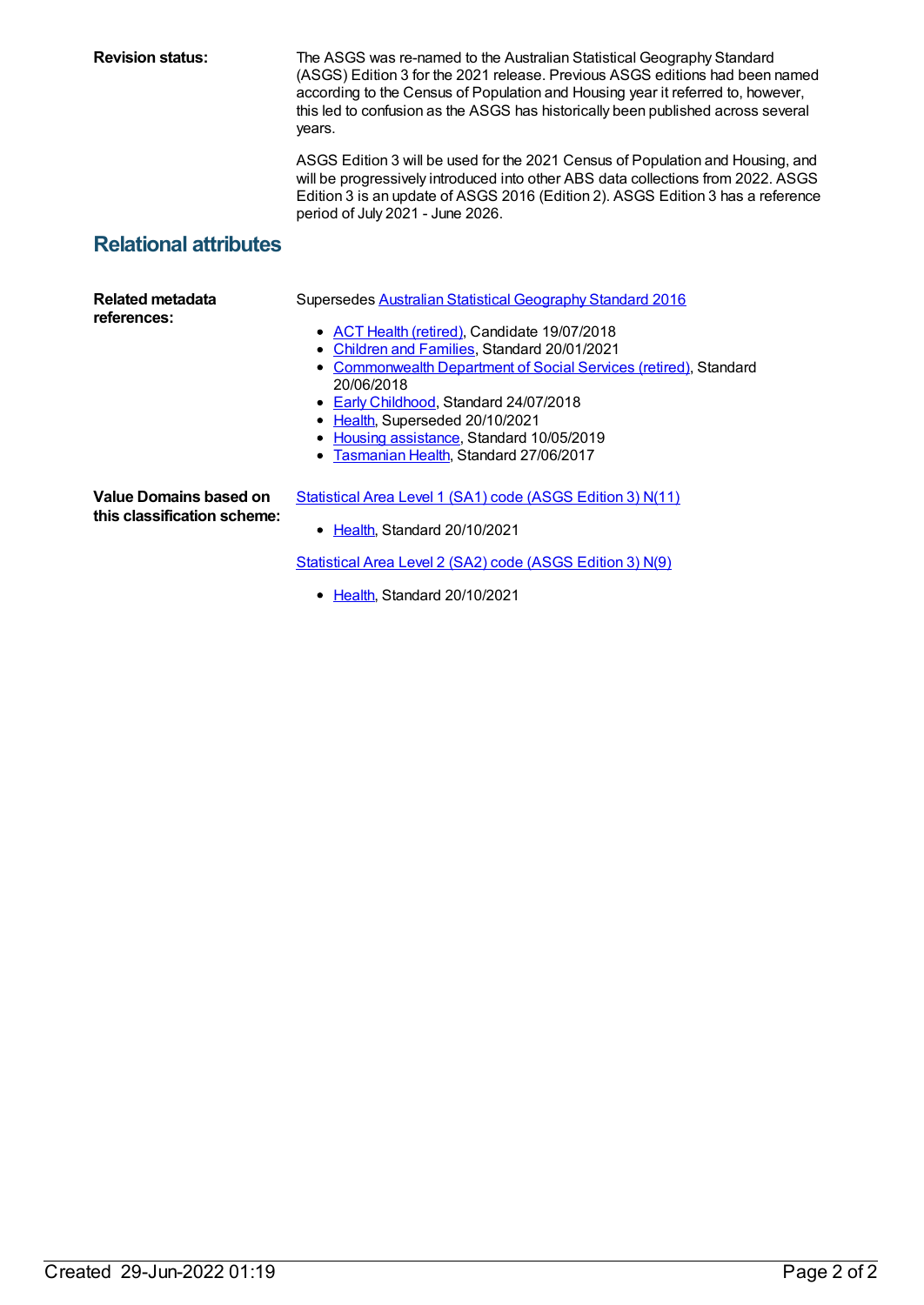**Revision status:**

The ASGS was re-named to the Australian Statistical Geography Standard (ASGS) Edition 3 for the 2021 release. Previous ASGS editions had been named according to the Census of Population and Housing year it referred to, however, this led to confusion as the ASGS has historically been published across several years.

ASGS Edition 3 will be used for the 2021 Census of Population and Housing, and will be progressively introduced into other ABS data collections from 2022. ASGS Edition 3 is an update of ASGS 2016 (Edition 2). ASGS Edition 3 has a reference period of July 2021 - June 2026.

## Relational attributes

**Related metadata references:**

Supersedes Australian Statistical Geography Standard 2016

- ACT Health (retired), Candidate 19/07/2018
- Children and Families, Standard 20/01/2021
- Commonwealth Department of Social Services (retired), Standard 20/06/2018
- Early Childhood, Standard 24/07/2018
- Health, Superseded 20/10/2021
- Housing assistance, Standard 10/05/2019
- Tasmanian Health, Standard 27/06/2017

**Value Domains based on this classification scheme:**

Statistical Area Level 1 (SA1) code (ASGS Edition 3) N(11)

- Health, Standard 20/10/2021

Statistical Area Level 2 (SA2) code (ASGS Edition 3) N(9)

- Health, Standard 20/10/2021